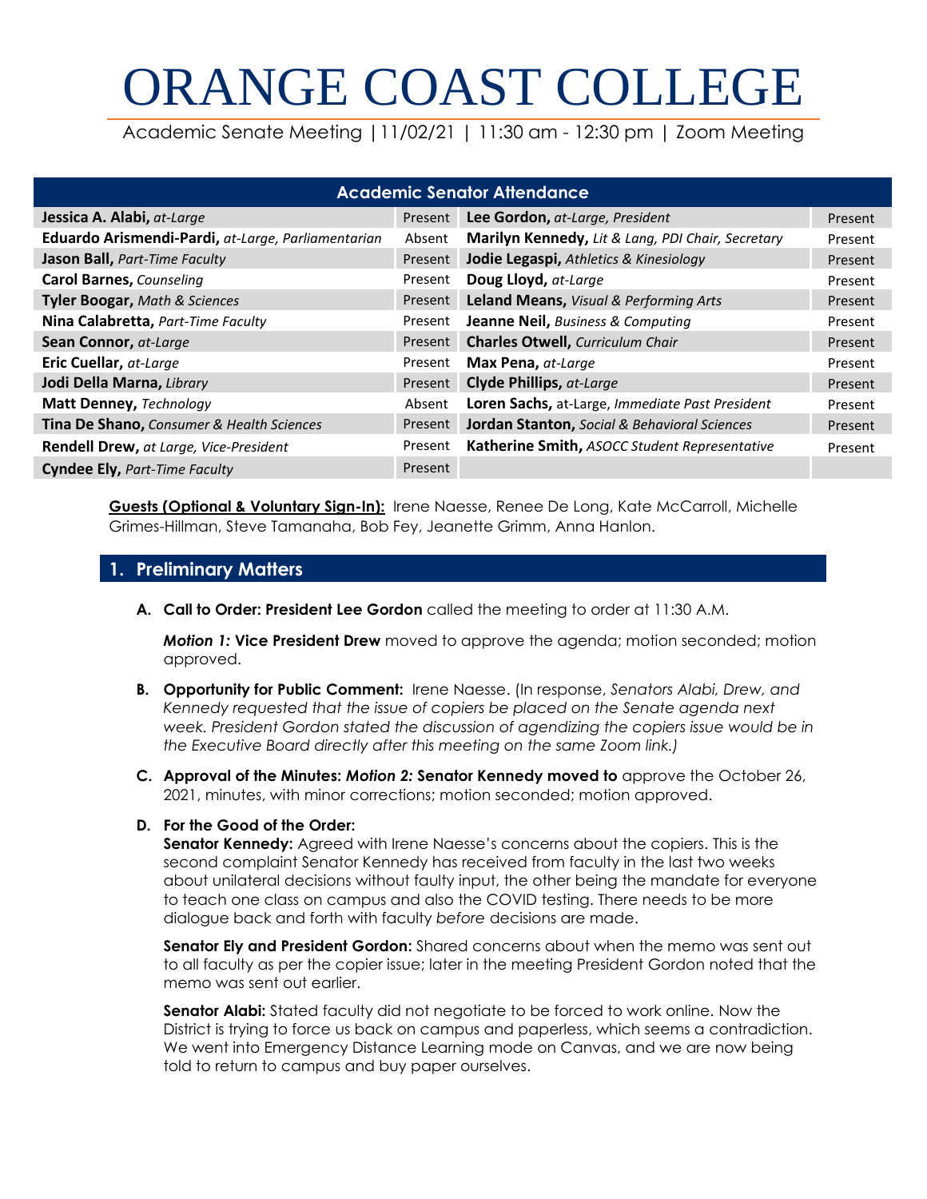# ORANGE COAST COLLEGE

Academic Senate Meeting | 11/02/21 | 11:30 am - 12:30 pm | Zoom Meeting

| Academic Senator Attendance | | | |
|---|---|---|---|
| **Jessica A. Alabi,** *at-Large* | Present | **Lee Gordon,** *at-Large, President* | Present |
| **Eduardo Arismendi-Pardi,** *at-Large, Parliamentarian* | Absent | **Marilyn Kennedy,** *Lit & Lang, PDI Chair, Secretary* | Present |
| **Jason Ball,** *Part-Time Faculty* | Present | **Jodie Legaspi,** *Athletics & Kinesiology* | Present |
| **Carol Barnes,** *Counseling* | Present | **Doug Lloyd,** *at-Large* | Present |
| **Tyler Boogar,** *Math & Sciences* | Present | **Leland Means,** *Visual & Performing Arts* | Present |
| **Nina Calabretta,** *Part-Time Faculty* | Present | **Jeanne Neil,** *Business & Computing* | Present |
| **Sean Connor,** *at-Large* | Present | **Charles Otwell,** *Curriculum Chair* | Present |
| **Eric Cuellar,** *at-Large* | Present | **Max Pena,** *at-Large* | Present |
| **Jodi Della Marna,** *Library* | Present | **Clyde Phillips,** *at-Large* | Present |
| **Matt Denney,** *Technology* | Absent | **Loren Sachs,** at-Large, *Immediate Past President* | Present |
| **Tina De Shano,** *Consumer & Health Sciences* | Present | **Jordan Stanton,** *Social & Behavioral Sciences* | Present |
| **Rendell Drew,** *at Large, Vice-President* | Present | **Katherine Smith,** *ASOCC Student Representative* | Present |
| **Cyndee Ely,** *Part-Time Faculty* | Present | | |

**Guests (Optional & Voluntary Sign-In):** Irene Naesse, Renee De Long, Kate McCarroll, Michelle Grimes-Hillman, Steve Tamanaha, Bob Fey, Jeanette Grimm, Anna Hanlon.

## 1. Preliminary Matters

**A. Call to Order: President Lee Gordon** called the meeting to order at 11:30 A.M.

***Motion 1:*** **Vice President Drew** moved to approve the agenda; motion seconded; motion approved.

**B. Opportunity for Public Comment:** Irene Naesse. (In response, *Senators Alabi, Drew, and Kennedy requested that the issue of copiers be placed on the Senate agenda next week. President Gordon stated the discussion of agendizing the copiers issue would be in the Executive Board directly after this meeting on the same Zoom link.)*

**C. Approval of the Minutes:** ***Motion 2:*** **Senator Kennedy moved to** approve the October 26, 2021, minutes, with minor corrections; motion seconded; motion approved.

**D. For the Good of the Order:**

**Senator Kennedy:** Agreed with Irene Naesse's concerns about the copiers. This is the second complaint Senator Kennedy has received from faculty in the last two weeks about unilateral decisions without faulty input, the other being the mandate for everyone to teach one class on campus and also the COVID testing. There needs to be more dialogue back and forth with faculty *before* decisions are made.

**Senator Ely and President Gordon:** Shared concerns about when the memo was sent out to all faculty as per the copier issue; later in the meeting President Gordon noted that the memo was sent out earlier.

**Senator Alabi:** Stated faculty did not negotiate to be forced to work online. Now the District is trying to force us back on campus and paperless, which seems a contradiction. We went into Emergency Distance Learning mode on Canvas, and we are now being told to return to campus and buy paper ourselves.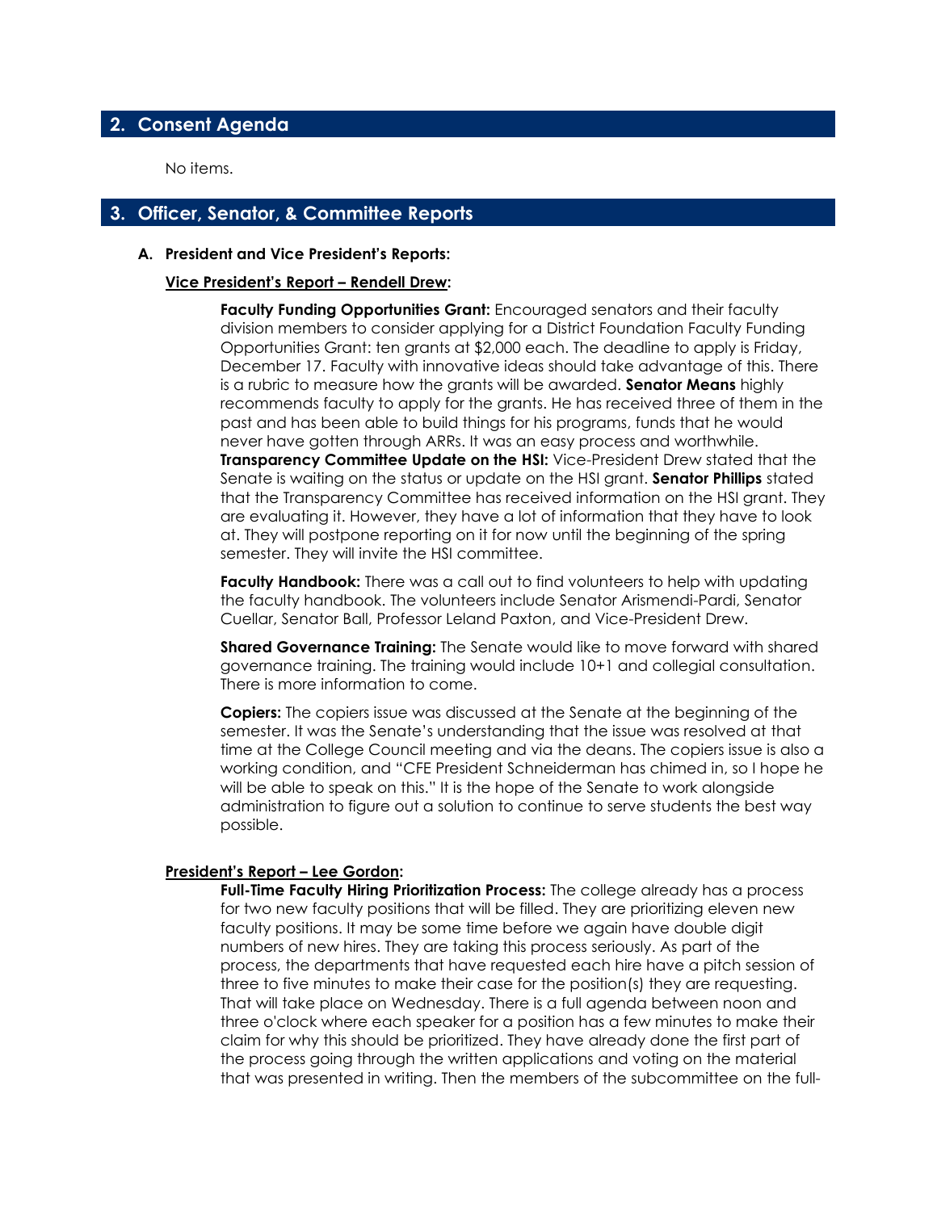## 2. Consent Agenda

No items.

## 3. Officer, Senator, & Committee Reports

### A. President and Vice President's Reports:

**Vice President's Report – Rendell Drew:**

**Faculty Funding Opportunities Grant:** Encouraged senators and their faculty division members to consider applying for a District Foundation Faculty Funding Opportunities Grant: ten grants at $2,000 each. The deadline to apply is Friday, December 17. Faculty with innovative ideas should take advantage of this. There is a rubric to measure how the grants will be awarded. **Senator Means** highly recommends faculty to apply for the grants. He has received three of them in the past and has been able to build things for his programs, funds that he would never have gotten through ARRs. It was an easy process and worthwhile. **Transparency Committee Update on the HSI:** Vice-President Drew stated that the Senate is waiting on the status or update on the HSI grant. **Senator Phillips** stated that the Transparency Committee has received information on the HSI grant. They are evaluating it. However, they have a lot of information that they have to look at. They will postpone reporting on it for now until the beginning of the spring semester. They will invite the HSI committee.

**Faculty Handbook:** There was a call out to find volunteers to help with updating the faculty handbook. The volunteers include Senator Arismendi-Pardi, Senator Cuellar, Senator Ball, Professor Leland Paxton, and Vice-President Drew.

**Shared Governance Training:** The Senate would like to move forward with shared governance training. The training would include 10+1 and collegial consultation. There is more information to come.

**Copiers:** The copiers issue was discussed at the Senate at the beginning of the semester. It was the Senate's understanding that the issue was resolved at that time at the College Council meeting and via the deans. The copiers issue is also a working condition, and "CFE President Schneiderman has chimed in, so I hope he will be able to speak on this." It is the hope of the Senate to work alongside administration to figure out a solution to continue to serve students the best way possible.

**President's Report – Lee Gordon:**

**Full-Time Faculty Hiring Prioritization Process:** The college already has a process for two new faculty positions that will be filled. They are prioritizing eleven new faculty positions. It may be some time before we again have double digit numbers of new hires. They are taking this process seriously. As part of the process, the departments that have requested each hire have a pitch session of three to five minutes to make their case for the position(s) they are requesting. That will take place on Wednesday. There is a full agenda between noon and three o'clock where each speaker for a position has a few minutes to make their claim for why this should be prioritized. They have already done the first part of the process going through the written applications and voting on the material that was presented in writing. Then the members of the subcommittee on the full-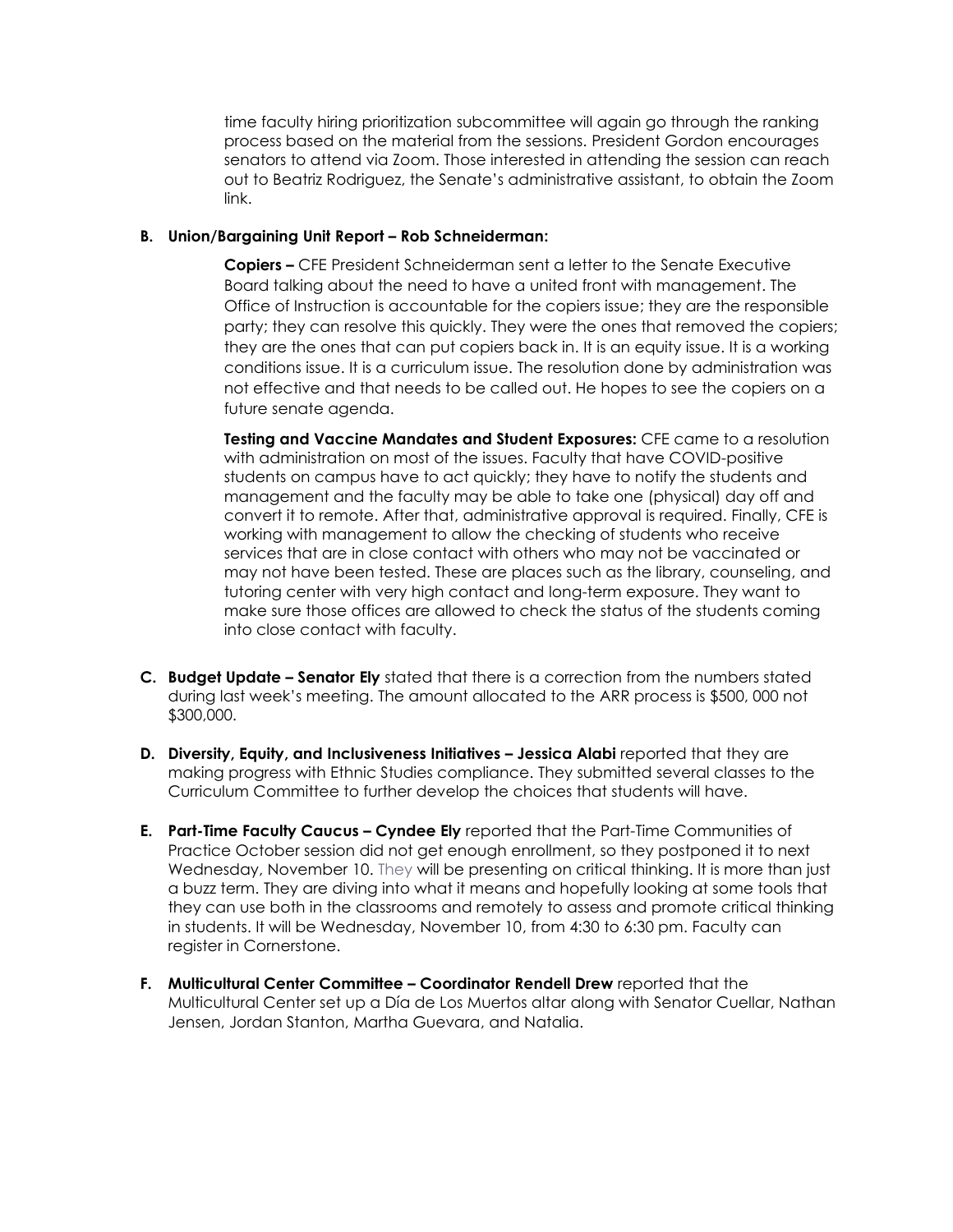time faculty hiring prioritization subcommittee will again go through the ranking process based on the material from the sessions. President Gordon encourages senators to attend via Zoom. Those interested in attending the session can reach out to Beatriz Rodriguez, the Senate's administrative assistant, to obtain the Zoom link.

**B. Union/Bargaining Unit Report – Rob Schneiderman:**

**Copiers –** CFE President Schneiderman sent a letter to the Senate Executive Board talking about the need to have a united front with management. The Office of Instruction is accountable for the copiers issue; they are the responsible party; they can resolve this quickly. They were the ones that removed the copiers; they are the ones that can put copiers back in. It is an equity issue. It is a working conditions issue. It is a curriculum issue. The resolution done by administration was not effective and that needs to be called out. He hopes to see the copiers on a future senate agenda.

**Testing and Vaccine Mandates and Student Exposures:** CFE came to a resolution with administration on most of the issues. Faculty that have COVID-positive students on campus have to act quickly; they have to notify the students and management and the faculty may be able to take one (physical) day off and convert it to remote. After that, administrative approval is required. Finally, CFE is working with management to allow the checking of students who receive services that are in close contact with others who may not be vaccinated or may not have been tested. These are places such as the library, counseling, and tutoring center with very high contact and long-term exposure. They want to make sure those offices are allowed to check the status of the students coming into close contact with faculty.

**C. Budget Update – Senator Ely** stated that there is a correction from the numbers stated during last week's meeting. The amount allocated to the ARR process is $500, 000 not $300,000.

**D. Diversity, Equity, and Inclusiveness Initiatives – Jessica Alabi** reported that they are making progress with Ethnic Studies compliance. They submitted several classes to the Curriculum Committee to further develop the choices that students will have.

**E. Part-Time Faculty Caucus – Cyndee Ely** reported that the Part-Time Communities of Practice October session did not get enough enrollment, so they postponed it to next Wednesday, November 10. They will be presenting on critical thinking. It is more than just a buzz term. They are diving into what it means and hopefully looking at some tools that they can use both in the classrooms and remotely to assess and promote critical thinking in students. It will be Wednesday, November 10, from 4:30 to 6:30 pm. Faculty can register in Cornerstone.

**F. Multicultural Center Committee – Coordinator Rendell Drew** reported that the Multicultural Center set up a Día de Los Muertos altar along with Senator Cuellar, Nathan Jensen, Jordan Stanton, Martha Guevara, and Natalia.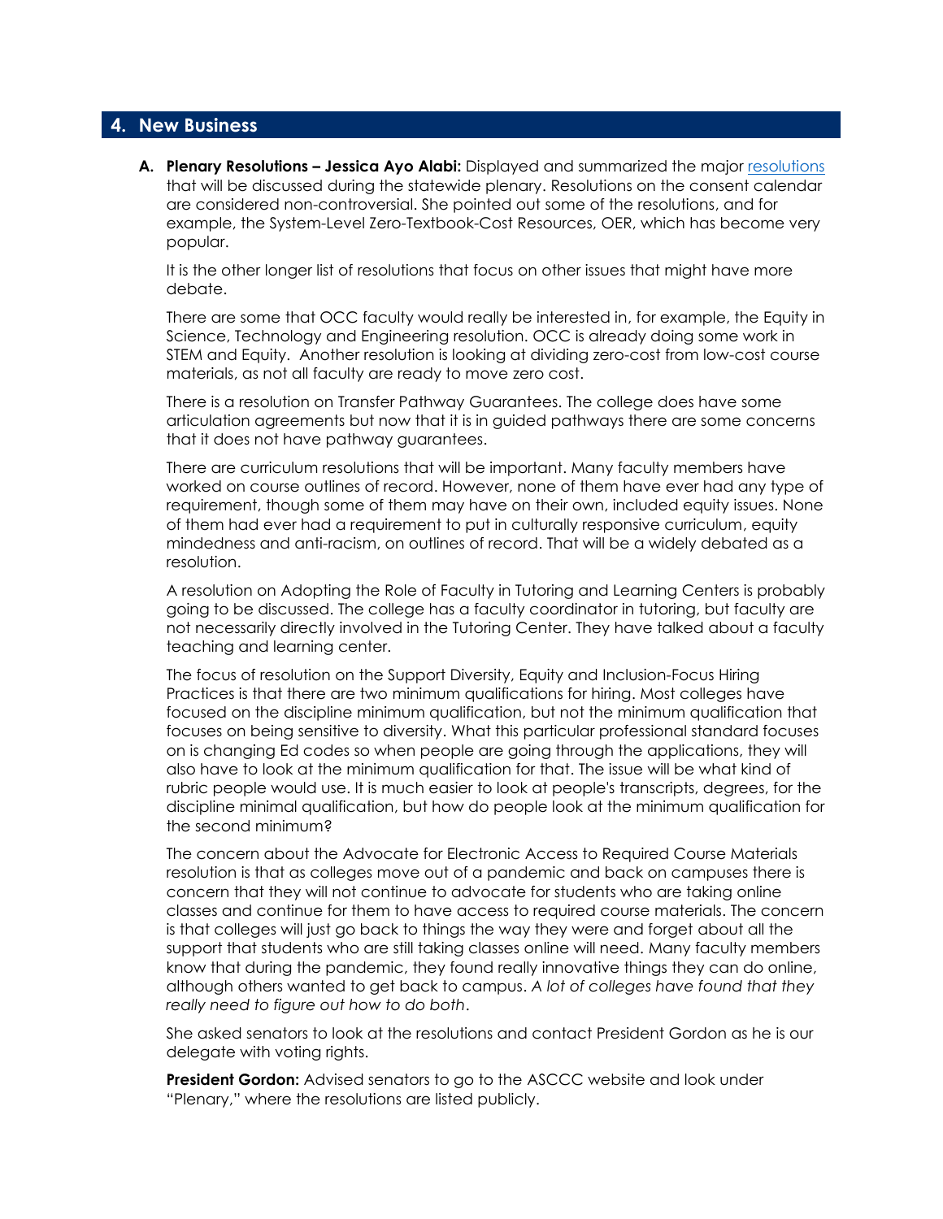## 4. New Business

**A. Plenary Resolutions – Jessica Ayo Alabi:** Displayed and summarized the major resolutions that will be discussed during the statewide plenary. Resolutions on the consent calendar are considered non-controversial. She pointed out some of the resolutions, and for example, the System-Level Zero-Textbook-Cost Resources, OER, which has become very popular.

It is the other longer list of resolutions that focus on other issues that might have more debate.

There are some that OCC faculty would really be interested in, for example, the Equity in Science, Technology and Engineering resolution. OCC is already doing some work in STEM and Equity. Another resolution is looking at dividing zero-cost from low-cost course materials, as not all faculty are ready to move zero cost.

There is a resolution on Transfer Pathway Guarantees. The college does have some articulation agreements but now that it is in guided pathways there are some concerns that it does not have pathway guarantees.

There are curriculum resolutions that will be important. Many faculty members have worked on course outlines of record. However, none of them have ever had any type of requirement, though some of them may have on their own, included equity issues. None of them had ever had a requirement to put in culturally responsive curriculum, equity mindedness and anti-racism, on outlines of record. That will be a widely debated as a resolution.

A resolution on Adopting the Role of Faculty in Tutoring and Learning Centers is probably going to be discussed. The college has a faculty coordinator in tutoring, but faculty are not necessarily directly involved in the Tutoring Center. They have talked about a faculty teaching and learning center.

The focus of resolution on the Support Diversity, Equity and Inclusion-Focus Hiring Practices is that there are two minimum qualifications for hiring. Most colleges have focused on the discipline minimum qualification, but not the minimum qualification that focuses on being sensitive to diversity. What this particular professional standard focuses on is changing Ed codes so when people are going through the applications, they will also have to look at the minimum qualification for that. The issue will be what kind of rubric people would use. It is much easier to look at people's transcripts, degrees, for the discipline minimal qualification, but how do people look at the minimum qualification for the second minimum?

The concern about the Advocate for Electronic Access to Required Course Materials resolution is that as colleges move out of a pandemic and back on campuses there is concern that they will not continue to advocate for students who are taking online classes and continue for them to have access to required course materials. The concern is that colleges will just go back to things the way they were and forget about all the support that students who are still taking classes online will need. Many faculty members know that during the pandemic, they found really innovative things they can do online, although others wanted to get back to campus. *A lot of colleges have found that they really need to figure out how to do both*.

She asked senators to look at the resolutions and contact President Gordon as he is our delegate with voting rights.

**President Gordon:** Advised senators to go to the ASCCC website and look under "Plenary," where the resolutions are listed publicly.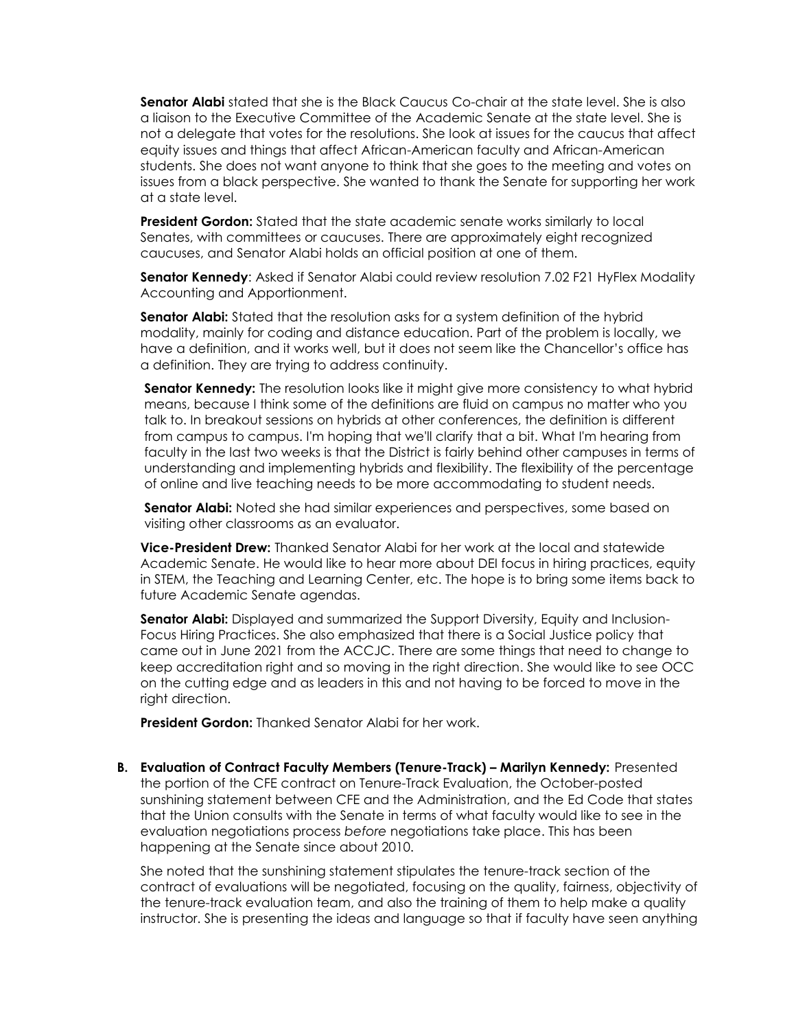**Senator Alabi** stated that she is the Black Caucus Co-chair at the state level. She is also a liaison to the Executive Committee of the Academic Senate at the state level. She is not a delegate that votes for the resolutions. She look at issues for the caucus that affect equity issues and things that affect African-American faculty and African-American students. She does not want anyone to think that she goes to the meeting and votes on issues from a black perspective. She wanted to thank the Senate for supporting her work at a state level.

**President Gordon:** Stated that the state academic senate works similarly to local Senates, with committees or caucuses. There are approximately eight recognized caucuses, and Senator Alabi holds an official position at one of them.

**Senator Kennedy**: Asked if Senator Alabi could review resolution 7.02 F21 HyFlex Modality Accounting and Apportionment.

**Senator Alabi:** Stated that the resolution asks for a system definition of the hybrid modality, mainly for coding and distance education. Part of the problem is locally, we have a definition, and it works well, but it does not seem like the Chancellor's office has a definition. They are trying to address continuity.

**Senator Kennedy:** The resolution looks like it might give more consistency to what hybrid means, because I think some of the definitions are fluid on campus no matter who you talk to. In breakout sessions on hybrids at other conferences, the definition is different from campus to campus. I'm hoping that we'll clarify that a bit. What I'm hearing from faculty in the last two weeks is that the District is fairly behind other campuses in terms of understanding and implementing hybrids and flexibility. The flexibility of the percentage of online and live teaching needs to be more accommodating to student needs.

**Senator Alabi:** Noted she had similar experiences and perspectives, some based on visiting other classrooms as an evaluator.

**Vice-President Drew:** Thanked Senator Alabi for her work at the local and statewide Academic Senate. He would like to hear more about DEI focus in hiring practices, equity in STEM, the Teaching and Learning Center, etc. The hope is to bring some items back to future Academic Senate agendas.

**Senator Alabi:** Displayed and summarized the Support Diversity, Equity and Inclusion-Focus Hiring Practices. She also emphasized that there is a Social Justice policy that came out in June 2021 from the ACCJC. There are some things that need to change to keep accreditation right and so moving in the right direction. She would like to see OCC on the cutting edge and as leaders in this and not having to be forced to move in the right direction.

**President Gordon:** Thanked Senator Alabi for her work.

**B. Evaluation of Contract Faculty Members (Tenure-Track) – Marilyn Kennedy:** Presented the portion of the CFE contract on Tenure-Track Evaluation, the October-posted sunshining statement between CFE and the Administration, and the Ed Code that states that the Union consults with the Senate in terms of what faculty would like to see in the evaluation negotiations process *before* negotiations take place. This has been happening at the Senate since about 2010.

She noted that the sunshining statement stipulates the tenure-track section of the contract of evaluations will be negotiated, focusing on the quality, fairness, objectivity of the tenure-track evaluation team, and also the training of them to help make a quality instructor. She is presenting the ideas and language so that if faculty have seen anything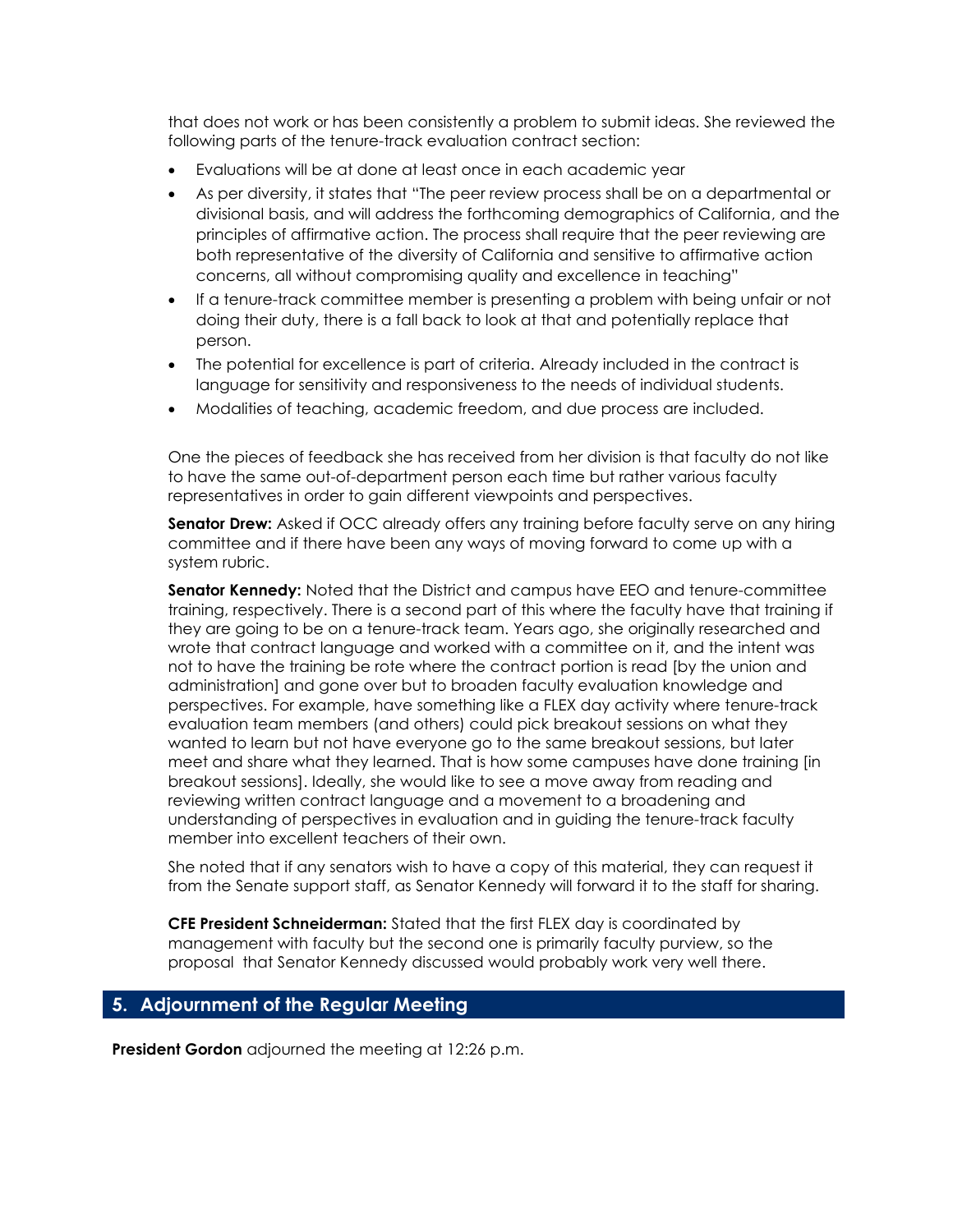that does not work or has been consistently a problem to submit ideas. She reviewed the following parts of the tenure-track evaluation contract section:

- Evaluations will be at done at least once in each academic year
- As per diversity, it states that "The peer review process shall be on a departmental or divisional basis, and will address the forthcoming demographics of California, and the principles of affirmative action. The process shall require that the peer reviewing are both representative of the diversity of California and sensitive to affirmative action concerns, all without compromising quality and excellence in teaching"
- If a tenure-track committee member is presenting a problem with being unfair or not doing their duty, there is a fall back to look at that and potentially replace that person.
- The potential for excellence is part of criteria. Already included in the contract is language for sensitivity and responsiveness to the needs of individual students.
- Modalities of teaching, academic freedom, and due process are included.

One the pieces of feedback she has received from her division is that faculty do not like to have the same out-of-department person each time but rather various faculty representatives in order to gain different viewpoints and perspectives.

**Senator Drew:** Asked if OCC already offers any training before faculty serve on any hiring committee and if there have been any ways of moving forward to come up with a system rubric.

**Senator Kennedy:** Noted that the District and campus have EEO and tenure-committee training, respectively. There is a second part of this where the faculty have that training if they are going to be on a tenure-track team. Years ago, she originally researched and wrote that contract language and worked with a committee on it, and the intent was not to have the training be rote where the contract portion is read [by the union and administration] and gone over but to broaden faculty evaluation knowledge and perspectives. For example, have something like a FLEX day activity where tenure-track evaluation team members (and others) could pick breakout sessions on what they wanted to learn but not have everyone go to the same breakout sessions, but later meet and share what they learned. That is how some campuses have done training [in breakout sessions]. Ideally, she would like to see a move away from reading and reviewing written contract language and a movement to a broadening and understanding of perspectives in evaluation and in guiding the tenure-track faculty member into excellent teachers of their own.

She noted that if any senators wish to have a copy of this material, they can request it from the Senate support staff, as Senator Kennedy will forward it to the staff for sharing.

**CFE President Schneiderman:** Stated that the first FLEX day is coordinated by management with faculty but the second one is primarily faculty purview, so the proposal that Senator Kennedy discussed would probably work very well there.

## 5. Adjournment of the Regular Meeting

**President Gordon** adjourned the meeting at 12:26 p.m.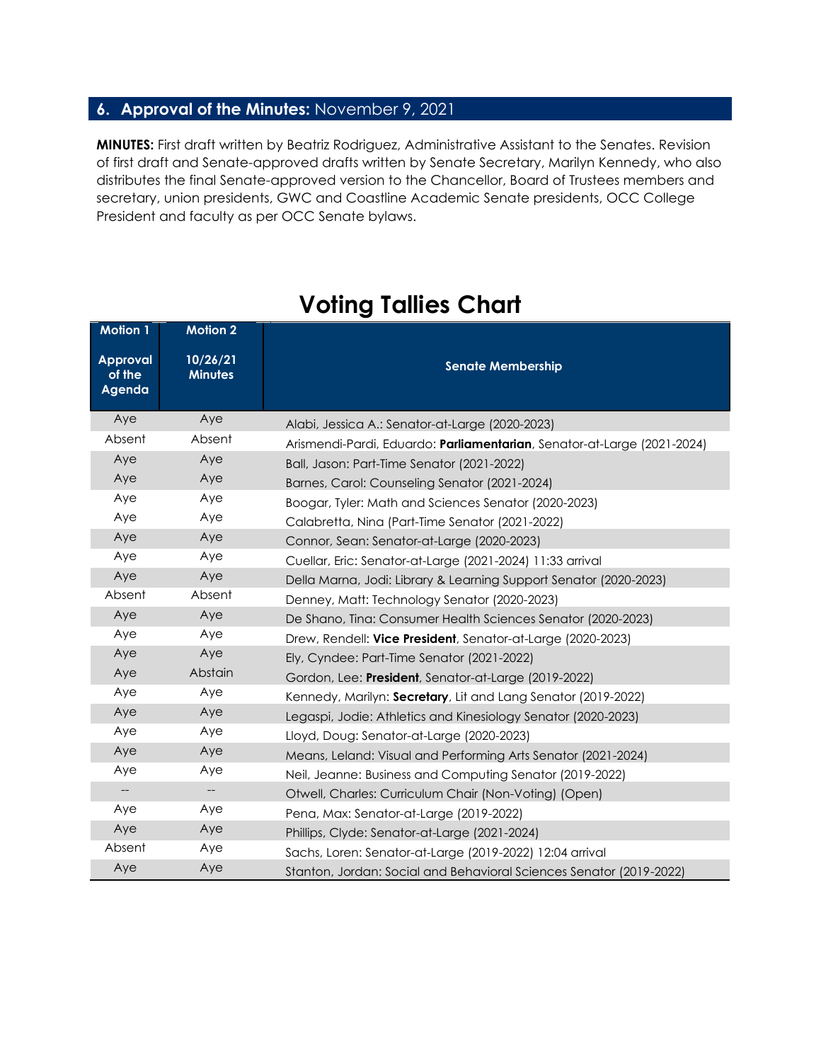## 6. Approval of the Minutes: November 9, 2021

**MINUTES:** First draft written by Beatriz Rodriguez, Administrative Assistant to the Senates. Revision of first draft and Senate-approved drafts written by Senate Secretary, Marilyn Kennedy, who also distributes the final Senate-approved version to the Chancellor, Board of Trustees members and secretary, union presidents, GWC and Coastline Academic Senate presidents, OCC College President and faculty as per OCC Senate bylaws.

# Voting Tallies Chart

| Motion 1 Approval of the Agenda | Motion 2 10/26/21 Minutes | Senate Membership |
|---|---|---|
| Aye | Aye | Alabi, Jessica A.: Senator-at-Large (2020-2023) |
| Absent | Absent | Arismendi-Pardi, Eduardo: **Parliamentarian**, Senator-at-Large (2021-2024) |
| Aye | Aye | Ball, Jason: Part-Time Senator (2021-2022) |
| Aye | Aye | Barnes, Carol: Counseling Senator (2021-2024) |
| Aye | Aye | Boogar, Tyler: Math and Sciences Senator (2020-2023) |
| Aye | Aye | Calabretta, Nina (Part-Time Senator (2021-2022) |
| Aye | Aye | Connor, Sean: Senator-at-Large (2020-2023) |
| Aye | Aye | Cuellar, Eric: Senator-at-Large (2021-2024) 11:33 arrival |
| Aye | Aye | Della Marna, Jodi: Library & Learning Support Senator (2020-2023) |
| Absent | Absent | Denney, Matt: Technology Senator (2020-2023) |
| Aye | Aye | De Shano, Tina: Consumer Health Sciences Senator (2020-2023) |
| Aye | Aye | Drew, Rendell: **Vice President**, Senator-at-Large (2020-2023) |
| Aye | Aye | Ely, Cyndee: Part-Time Senator (2021-2022) |
| Aye | Abstain | Gordon, Lee: **President**, Senator-at-Large (2019-2022) |
| Aye | Aye | Kennedy, Marilyn: **Secretary**, Lit and Lang Senator (2019-2022) |
| Aye | Aye | Legaspi, Jodie: Athletics and Kinesiology Senator (2020-2023) |
| Aye | Aye | Lloyd, Doug: Senator-at-Large (2020-2023) |
| Aye | Aye | Means, Leland: Visual and Performing Arts Senator (2021-2024) |
| Aye | Aye | Neil, Jeanne: Business and Computing Senator (2019-2022) |
| -- | -- | Otwell, Charles: Curriculum Chair (Non-Voting) (Open) |
| Aye | Aye | Pena, Max: Senator-at-Large (2019-2022) |
| Aye | Aye | Phillips, Clyde: Senator-at-Large (2021-2024) |
| Absent | Aye | Sachs, Loren: Senator-at-Large (2019-2022) 12:04 arrival |
| Aye | Aye | Stanton, Jordan: Social and Behavioral Sciences Senator (2019-2022) |